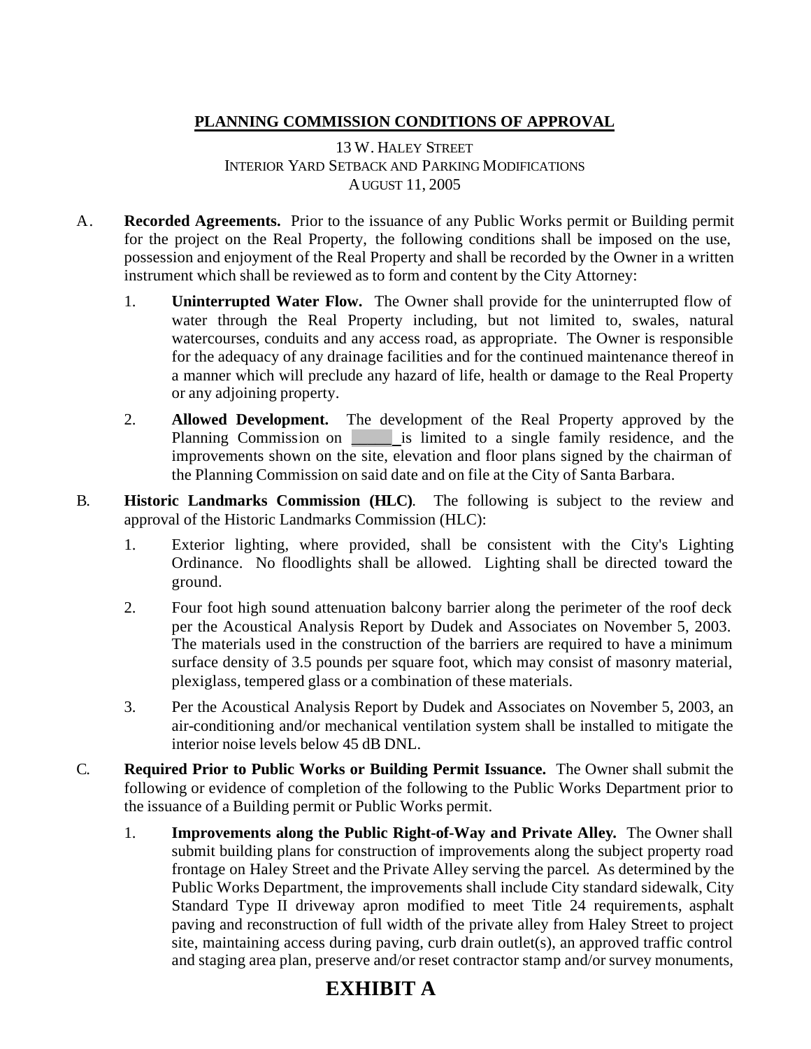**PLANNING COMMISSION CONDITIONS OF APPROVAL**

13 W. HALEY STREET
INTERIOR YARD SETBACK AND PARKING MODIFICATIONS
AUGUST 11, 2005

A. **Recorded Agreements.** Prior to the issuance of any Public Works permit or Building permit for the project on the Real Property, the following conditions shall be imposed on the use, possession and enjoyment of the Real Property and shall be recorded by the Owner in a written instrument which shall be reviewed as to form and content by the City Attorney:

1. **Uninterrupted Water Flow.** The Owner shall provide for the uninterrupted flow of water through the Real Property including, but not limited to, swales, natural watercourses, conduits and any access road, as appropriate. The Owner is responsible for the adequacy of any drainage facilities and for the continued maintenance thereof in a manner which will preclude any hazard of life, health or damage to the Real Property or any adjoining property.

2. **Allowed Development.** The development of the Real Property approved by the Planning Commission on ______ is limited to a single family residence, and the improvements shown on the site, elevation and floor plans signed by the chairman of the Planning Commission on said date and on file at the City of Santa Barbara.

B. **Historic Landmarks Commission (HLC).** The following is subject to the review and approval of the Historic Landmarks Commission (HLC):

1. Exterior lighting, where provided, shall be consistent with the City's Lighting Ordinance. No floodlights shall be allowed. Lighting shall be directed toward the ground.

2. Four foot high sound attenuation balcony barrier along the perimeter of the roof deck per the Acoustical Analysis Report by Dudek and Associates on November 5, 2003. The materials used in the construction of the barriers are required to have a minimum surface density of 3.5 pounds per square foot, which may consist of masonry material, plexiglass, tempered glass or a combination of these materials.

3. Per the Acoustical Analysis Report by Dudek and Associates on November 5, 2003, an air-conditioning and/or mechanical ventilation system shall be installed to mitigate the interior noise levels below 45 dB DNL.

C. **Required Prior to Public Works or Building Permit Issuance.** The Owner shall submit the following or evidence of completion of the following to the Public Works Department prior to the issuance of a Building permit or Public Works permit.

1. **Improvements along the Public Right-of-Way and Private Alley.** The Owner shall submit building plans for construction of improvements along the subject property road frontage on Haley Street and the Private Alley serving the parcel. As determined by the Public Works Department, the improvements shall include City standard sidewalk, City Standard Type II driveway apron modified to meet Title 24 requirements, asphalt paving and reconstruction of full width of the private alley from Haley Street to project site, maintaining access during paving, curb drain outlet(s), an approved traffic control and staging area plan, preserve and/or reset contractor stamp and/or survey monuments,

# EXHIBIT A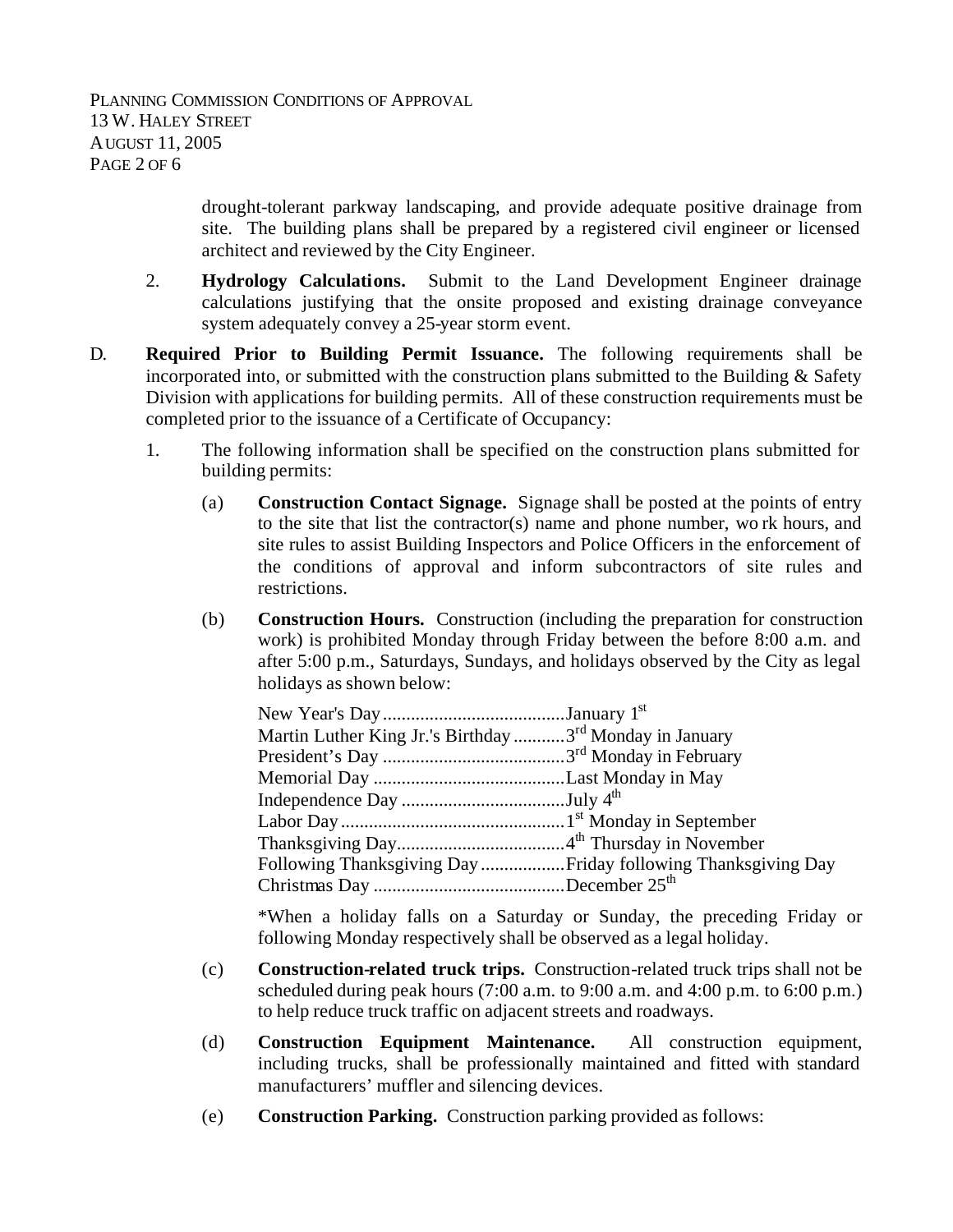drought-tolerant parkway landscaping, and provide adequate positive drainage from site. The building plans shall be prepared by a registered civil engineer or licensed architect and reviewed by the City Engineer.

2. **Hydrology Calculations.** Submit to the Land Development Engineer drainage calculations justifying that the onsite proposed and existing drainage conveyance system adequately convey a 25-year storm event.

D. **Required Prior to Building Permit Issuance.** The following requirements shall be incorporated into, or submitted with the construction plans submitted to the Building & Safety Division with applications for building permits. All of these construction requirements must be completed prior to the issuance of a Certificate of Occupancy:

1. The following information shall be specified on the construction plans submitted for building permits:

   (a) **Construction Contact Signage.** Signage shall be posted at the points of entry to the site that list the contractor(s) name and phone number, wo rk hours, and site rules to assist Building Inspectors and Police Officers in the enforcement of the conditions of approval and inform subcontractors of site rules and restrictions.

   (b) **Construction Hours.** Construction (including the preparation for construction work) is prohibited Monday through Friday between the before 8:00 a.m. and after 5:00 p.m., Saturdays, Sundays, and holidays observed by the City as legal holidays as shown below:

   New Year's Day.......................................January 1st
   Martin Luther King Jr.'s Birthday...........3rd Monday in January
   President's Day.......................................3rd Monday in February
   Memorial Day.........................................Last Monday in May
   Independence Day...................................July 4th
   Labor Day...............................................1st Monday in September
   Thanksgiving Day....................................4th Thursday in November
   Following Thanksgiving Day..................Friday following Thanksgiving Day
   Christmas Day.........................................December 25th

   *When a holiday falls on a Saturday or Sunday, the preceding Friday or following Monday respectively shall be observed as a legal holiday.

   (c) **Construction-related truck trips.** Construction-related truck trips shall not be scheduled during peak hours (7:00 a.m. to 9:00 a.m. and 4:00 p.m. to 6:00 p.m.) to help reduce truck traffic on adjacent streets and roadways.

   (d) **Construction Equipment Maintenance.** All construction equipment, including trucks, shall be professionally maintained and fitted with standard manufacturers' muffler and silencing devices.

   (e) **Construction Parking.** Construction parking provided as follows: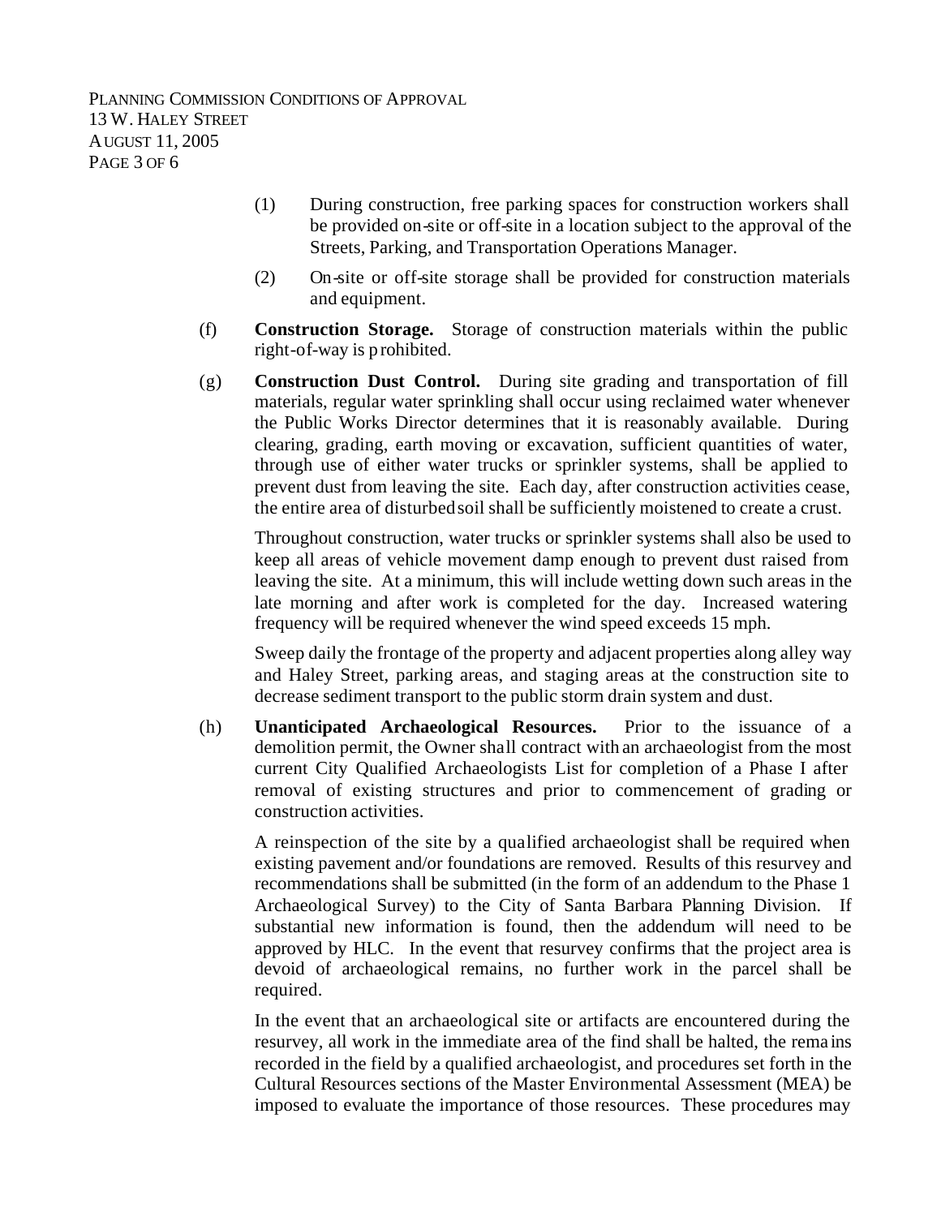(1) During construction, free parking spaces for construction workers shall be provided on-site or off-site in a location subject to the approval of the Streets, Parking, and Transportation Operations Manager.

(2) On-site or off-site storage shall be provided for construction materials and equipment.

(f) **Construction Storage.** Storage of construction materials within the public right-of-way is prohibited.

(g) **Construction Dust Control.** During site grading and transportation of fill materials, regular water sprinkling shall occur using reclaimed water whenever the Public Works Director determines that it is reasonably available. During clearing, grading, earth moving or excavation, sufficient quantities of water, through use of either water trucks or sprinkler systems, shall be applied to prevent dust from leaving the site. Each day, after construction activities cease, the entire area of disturbed soil shall be sufficiently moistened to create a crust.

Throughout construction, water trucks or sprinkler systems shall also be used to keep all areas of vehicle movement damp enough to prevent dust raised from leaving the site. At a minimum, this will include wetting down such areas in the late morning and after work is completed for the day. Increased watering frequency will be required whenever the wind speed exceeds 15 mph.

Sweep daily the frontage of the property and adjacent properties along alley way and Haley Street, parking areas, and staging areas at the construction site to decrease sediment transport to the public storm drain system and dust.

(h) **Unanticipated Archaeological Resources.** Prior to the issuance of a demolition permit, the Owner shall contract with an archaeologist from the most current City Qualified Archaeologists List for completion of a Phase I after removal of existing structures and prior to commencement of grading or construction activities.

A reinspection of the site by a qualified archaeologist shall be required when existing pavement and/or foundations are removed. Results of this resurvey and recommendations shall be submitted (in the form of an addendum to the Phase 1 Archaeological Survey) to the City of Santa Barbara Planning Division. If substantial new information is found, then the addendum will need to be approved by HLC. In the event that resurvey confirms that the project area is devoid of archaeological remains, no further work in the parcel shall be required.

In the event that an archaeological site or artifacts are encountered during the resurvey, all work in the immediate area of the find shall be halted, the remains recorded in the field by a qualified archaeologist, and procedures set forth in the Cultural Resources sections of the Master Environmental Assessment (MEA) be imposed to evaluate the importance of those resources. These procedures may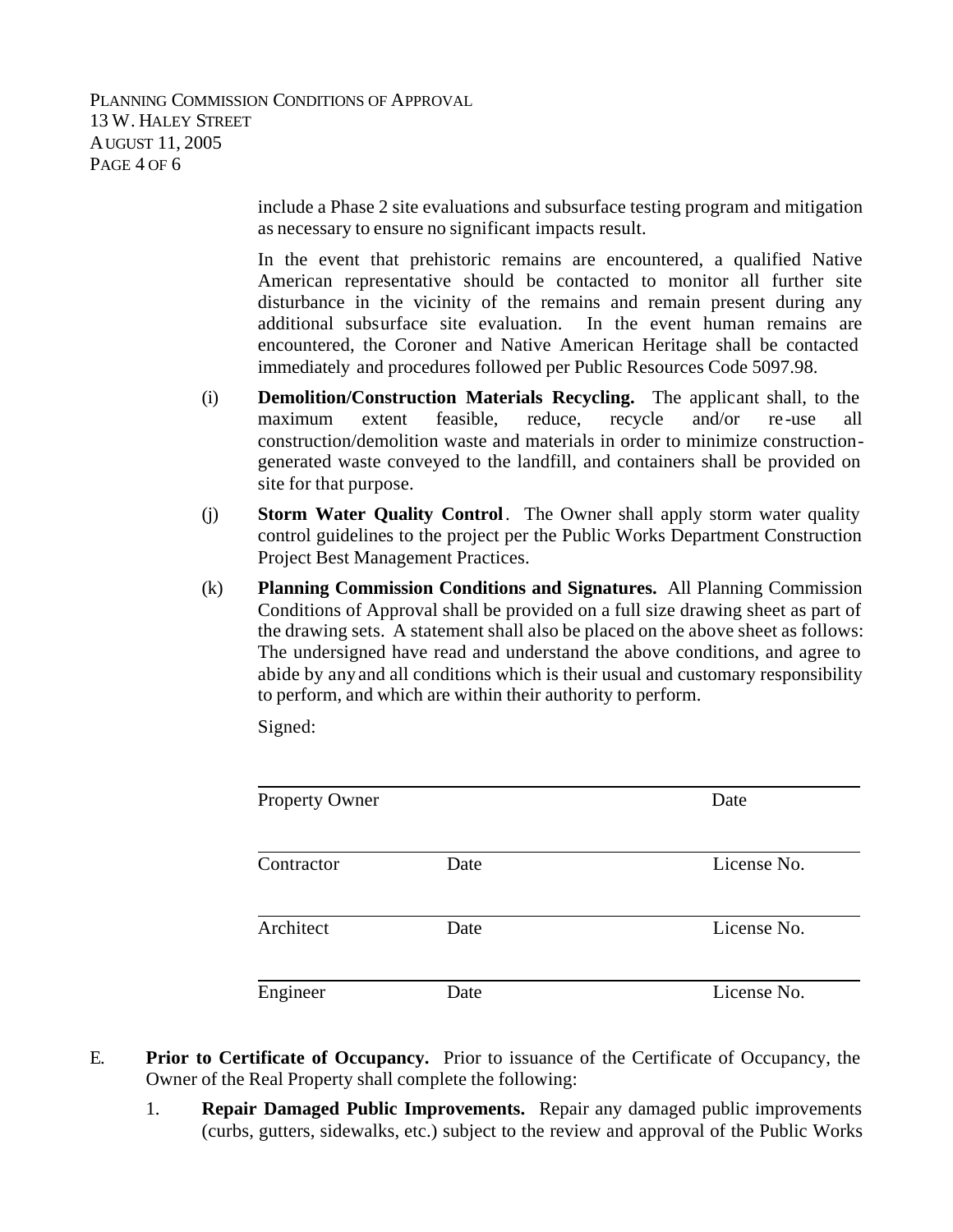include a Phase 2 site evaluations and subsurface testing program and mitigation as necessary to ensure no significant impacts result.

In the event that prehistoric remains are encountered, a qualified Native American representative should be contacted to monitor all further site disturbance in the vicinity of the remains and remain present during any additional subsurface site evaluation. In the event human remains are encountered, the Coroner and Native American Heritage shall be contacted immediately and procedures followed per Public Resources Code 5097.98.

(i) **Demolition/Construction Materials Recycling.** The applicant shall, to the maximum extent feasible, reduce, recycle and/or re-use all construction/demolition waste and materials in order to minimize construction-generated waste conveyed to the landfill, and containers shall be provided on site for that purpose.

(j) **Storm Water Quality Control**. The Owner shall apply storm water quality control guidelines to the project per the Public Works Department Construction Project Best Management Practices.

(k) **Planning Commission Conditions and Signatures.** All Planning Commission Conditions of Approval shall be provided on a full size drawing sheet as part of the drawing sets. A statement shall also be placed on the above sheet as follows: The undersigned have read and understand the above conditions, and agree to abide by any and all conditions which is their usual and customary responsibility to perform, and which are within their authority to perform.

Signed:

\_\_\_\_\_\_\_\_\_\_\_\_\_\_\_\_\_\_\_\_\_\_\_\_\_\_\_\_\_\_\_\_\_\_\_\_\_\_\_\_\_\_\_\_
Property Owner Date

\_\_\_\_\_\_\_\_\_\_\_\_\_\_\_\_\_\_\_\_\_\_\_\_\_\_\_\_\_\_\_\_\_\_\_\_\_\_\_\_\_\_\_\_
Contractor Date License No.

\_\_\_\_\_\_\_\_\_\_\_\_\_\_\_\_\_\_\_\_\_\_\_\_\_\_\_\_\_\_\_\_\_\_\_\_\_\_\_\_\_\_\_\_
Architect Date License No.

\_\_\_\_\_\_\_\_\_\_\_\_\_\_\_\_\_\_\_\_\_\_\_\_\_\_\_\_\_\_\_\_\_\_\_\_\_\_\_\_\_\_\_\_
Engineer Date License No.

E. **Prior to Certificate of Occupancy.** Prior to issuance of the Certificate of Occupancy, the Owner of the Real Property shall complete the following:

1. **Repair Damaged Public Improvements.** Repair any damaged public improvements (curbs, gutters, sidewalks, etc.) subject to the review and approval of the Public Works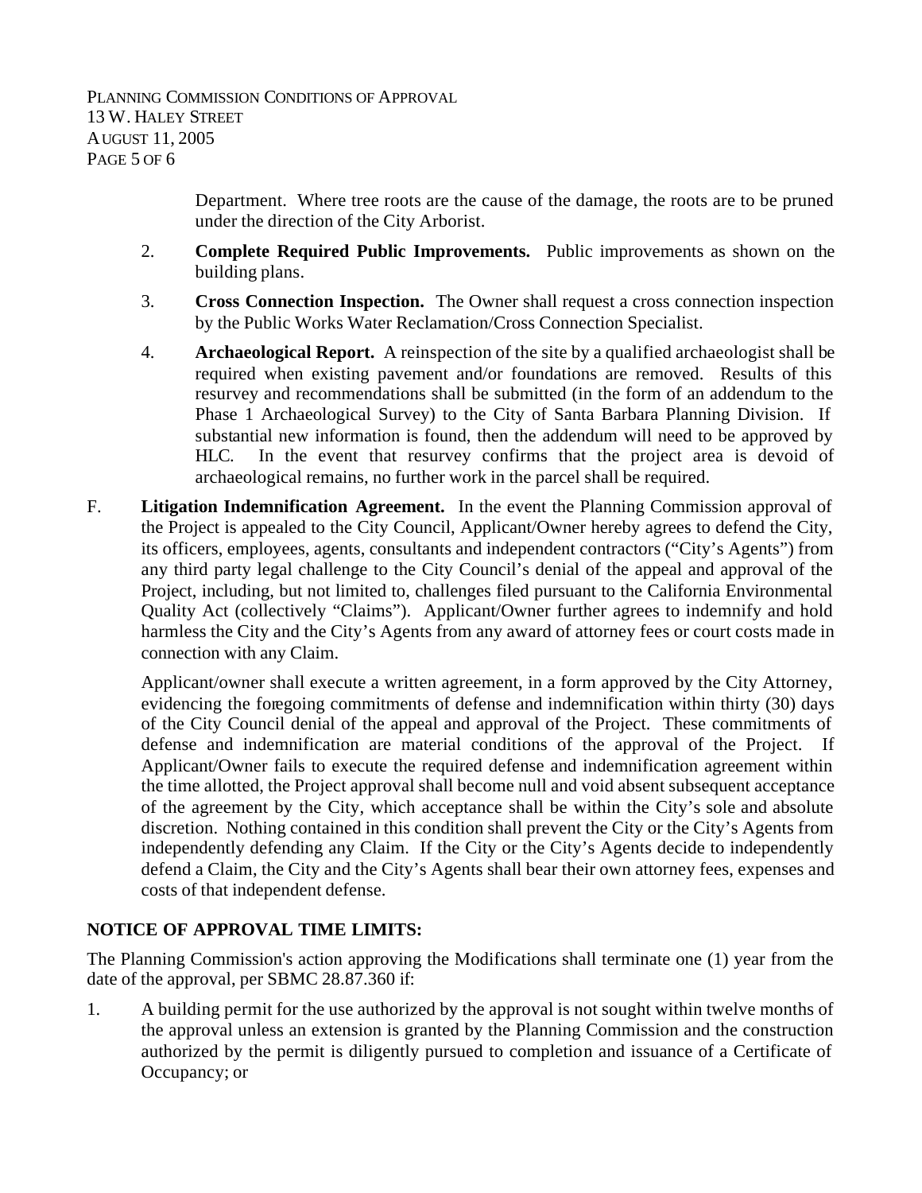Department. Where tree roots are the cause of the damage, the roots are to be pruned under the direction of the City Arborist.

2. **Complete Required Public Improvements.** Public improvements as shown on the building plans.

3. **Cross Connection Inspection.** The Owner shall request a cross connection inspection by the Public Works Water Reclamation/Cross Connection Specialist.

4. **Archaeological Report.** A reinspection of the site by a qualified archaeologist shall be required when existing pavement and/or foundations are removed. Results of this resurvey and recommendations shall be submitted (in the form of an addendum to the Phase 1 Archaeological Survey) to the City of Santa Barbara Planning Division. If substantial new information is found, then the addendum will need to be approved by HLC. In the event that resurvey confirms that the project area is devoid of archaeological remains, no further work in the parcel shall be required.

F. **Litigation Indemnification Agreement.** In the event the Planning Commission approval of the Project is appealed to the City Council, Applicant/Owner hereby agrees to defend the City, its officers, employees, agents, consultants and independent contractors ("City's Agents") from any third party legal challenge to the City Council's denial of the appeal and approval of the Project, including, but not limited to, challenges filed pursuant to the California Environmental Quality Act (collectively "Claims"). Applicant/Owner further agrees to indemnify and hold harmless the City and the City's Agents from any award of attorney fees or court costs made in connection with any Claim.

Applicant/owner shall execute a written agreement, in a form approved by the City Attorney, evidencing the foregoing commitments of defense and indemnification within thirty (30) days of the City Council denial of the appeal and approval of the Project. These commitments of defense and indemnification are material conditions of the approval of the Project. If Applicant/Owner fails to execute the required defense and indemnification agreement within the time allotted, the Project approval shall become null and void absent subsequent acceptance of the agreement by the City, which acceptance shall be within the City's sole and absolute discretion. Nothing contained in this condition shall prevent the City or the City's Agents from independently defending any Claim. If the City or the City's Agents decide to independently defend a Claim, the City and the City's Agents shall bear their own attorney fees, expenses and costs of that independent defense.

**NOTICE OF APPROVAL TIME LIMITS:**

The Planning Commission's action approving the Modifications shall terminate one (1) year from the date of the approval, per SBMC 28.87.360 if:

1. A building permit for the use authorized by the approval is not sought within twelve months of the approval unless an extension is granted by the Planning Commission and the construction authorized by the permit is diligently pursued to completion and issuance of a Certificate of Occupancy; or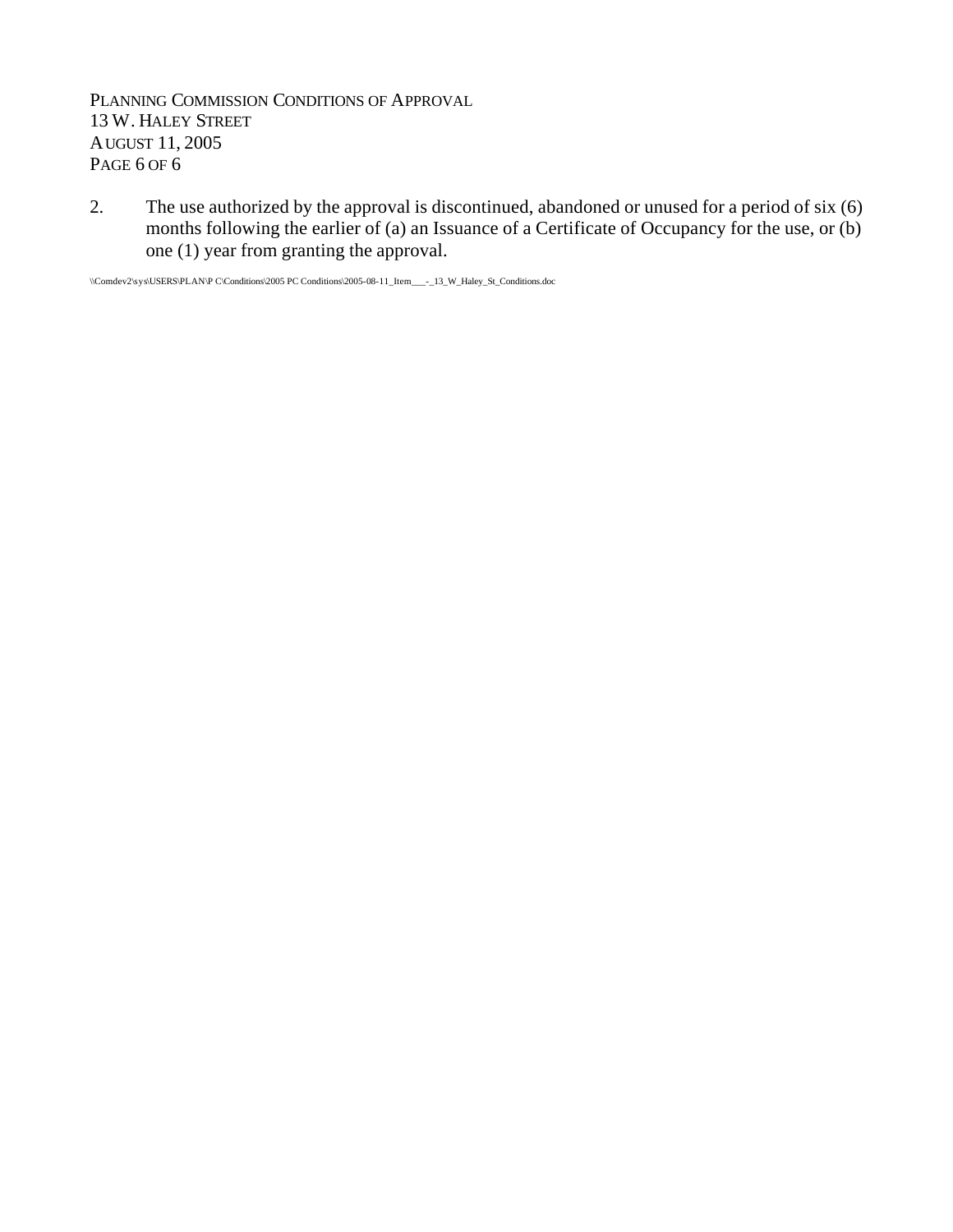2. The use authorized by the approval is discontinued, abandoned or unused for a period of six (6) months following the earlier of (a) an Issuance of a Certificate of Occupancy for the use, or (b) one (1) year from granting the approval.

\\Comdev2\sys\USERS\PLAN\P C\Conditions\2005 PC Conditions\2005-08-11_Item___-_13_W_Haley_St_Conditions.doc